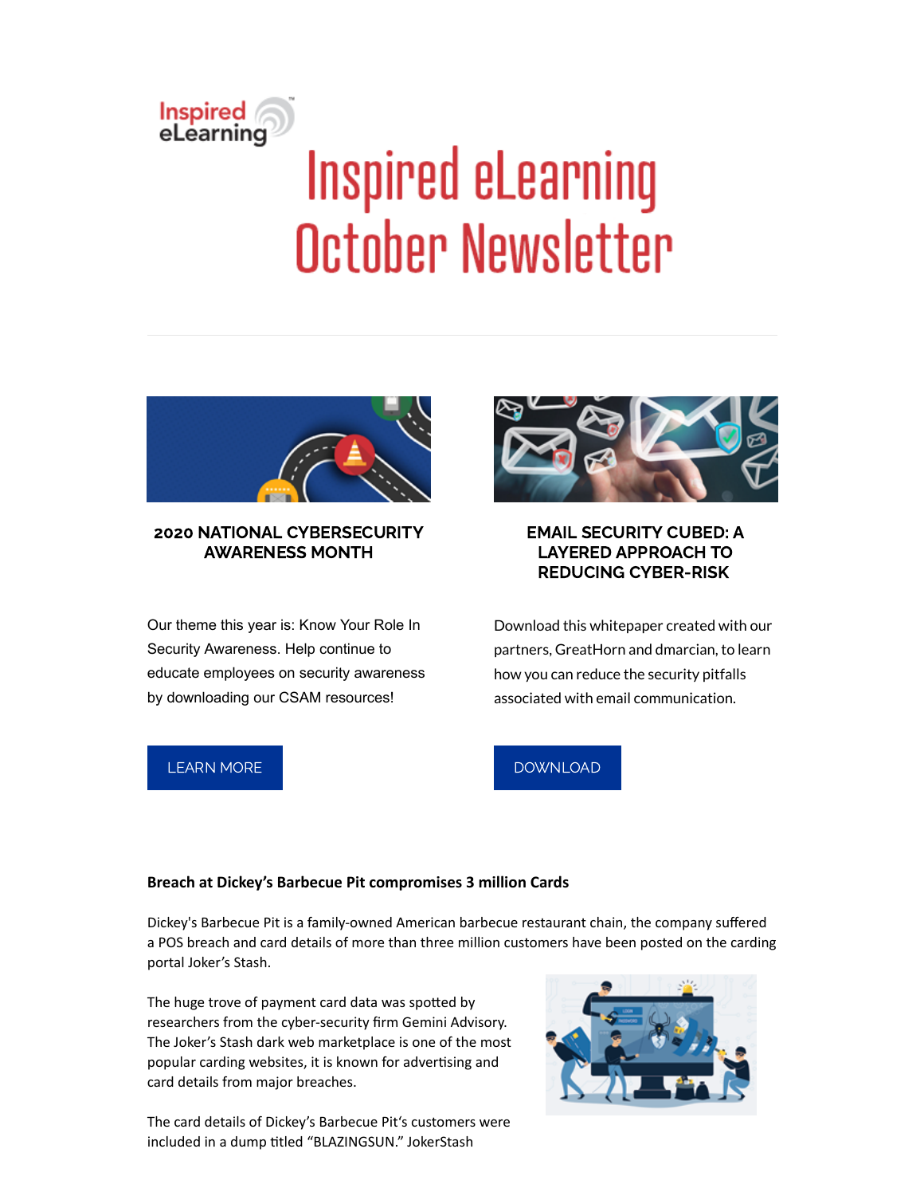Inspired eLearning

# Inspired eLearning October Newsletter

---

### 2020 NATIONAL CYBERSECURITY AWARENESS MONTH

Our theme this year is: Know Your Role In Security Awareness. Help continue to educate employees on security awareness by downloading our CSAM resources!

LEARN MORE

### EMAIL SECURITY CUBED: A LAYERED APPROACH TO REDUCING CYBER-RISK

Download this whitepaper created with our partners, GreatHorn and dmarcian, to learn how you can reduce the security pitfalls associated with email communication.

DOWNLOAD

**Breach at Dickey's Barbecue Pit compromises 3 million Cards**

Dickey's Barbecue Pit is a family-owned American barbecue restaurant chain, the company suffered a POS breach and card details of more than three million customers have been posted on the carding portal Joker's Stash.

The huge trove of payment card data was spotted by researchers from the cyber-security firm Gemini Advisory. The Joker's Stash dark web marketplace is one of the most popular carding websites, it is known for advertising and card details from major breaches.

The card details of Dickey's Barbecue Pit's customers were included in a dump titled "BLAZINGSUN." JokerStash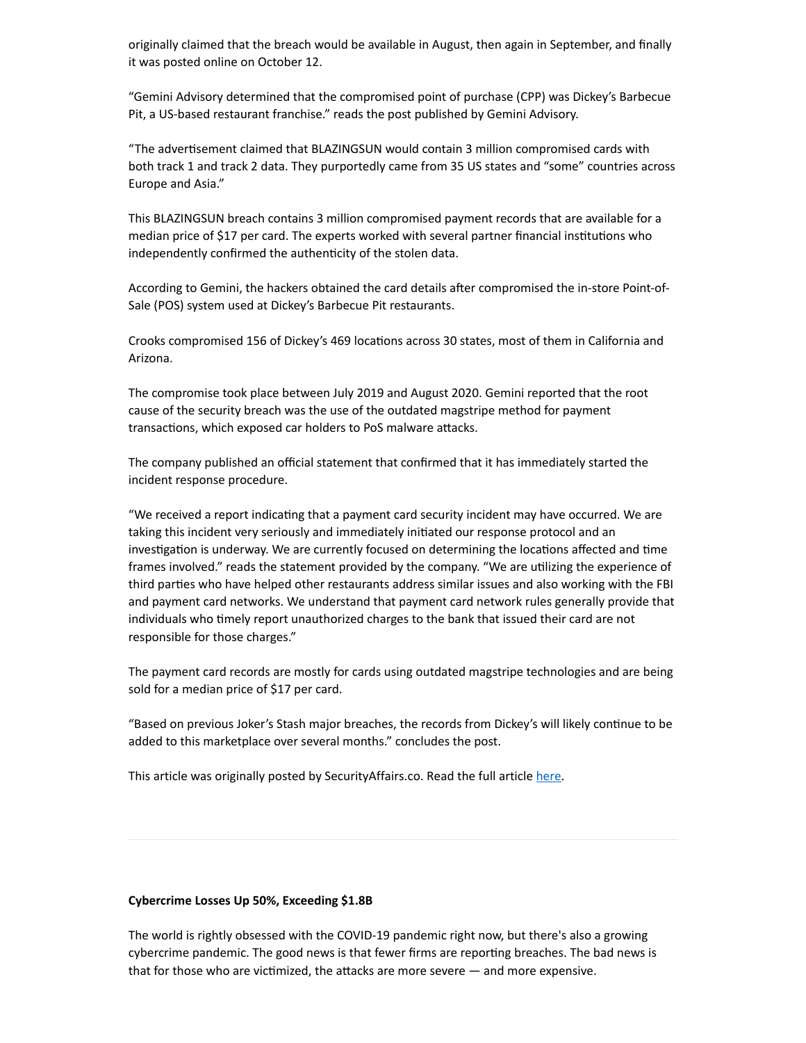originally claimed that the breach would be available in August, then again in September, and finally it was posted online on October 12.

"Gemini Advisory determined that the compromised point of purchase (CPP) was Dickey's Barbecue Pit, a US-based restaurant franchise." reads the post published by Gemini Advisory.

"The advertisement claimed that BLAZINGSUN would contain 3 million compromised cards with both track 1 and track 2 data. They purportedly came from 35 US states and "some" countries across Europe and Asia."

This BLAZINGSUN breach contains 3 million compromised payment records that are available for a median price of $17 per card. The experts worked with several partner financial institutions who independently confirmed the authenticity of the stolen data.

According to Gemini, the hackers obtained the card details after compromised the in-store Point-of-Sale (POS) system used at Dickey's Barbecue Pit restaurants.

Crooks compromised 156 of Dickey's 469 locations across 30 states, most of them in California and Arizona.

The compromise took place between July 2019 and August 2020. Gemini reported that the root cause of the security breach was the use of the outdated magstripe method for payment transactions, which exposed car holders to PoS malware attacks.

The company published an official statement that confirmed that it has immediately started the incident response procedure.

"We received a report indicating that a payment card security incident may have occurred. We are taking this incident very seriously and immediately initiated our response protocol and an investigation is underway. We are currently focused on determining the locations affected and time frames involved." reads the statement provided by the company. "We are utilizing the experience of third parties who have helped other restaurants address similar issues and also working with the FBI and payment card networks. We understand that payment card network rules generally provide that individuals who timely report unauthorized charges to the bank that issued their card are not responsible for those charges."

The payment card records are mostly for cards using outdated magstripe technologies and are being sold for a median price of $17 per card.

"Based on previous Joker's Stash major breaches, the records from Dickey's will likely continue to be added to this marketplace over several months." concludes the post.

This article was originally posted by SecurityAffairs.co. Read the full article here.

---

**Cybercrime Losses Up 50%, Exceeding $1.8B**

The world is rightly obsessed with the COVID-19 pandemic right now, but there's also a growing cybercrime pandemic. The good news is that fewer firms are reporting breaches. The bad news is that for those who are victimized, the attacks are more severe — and more expensive.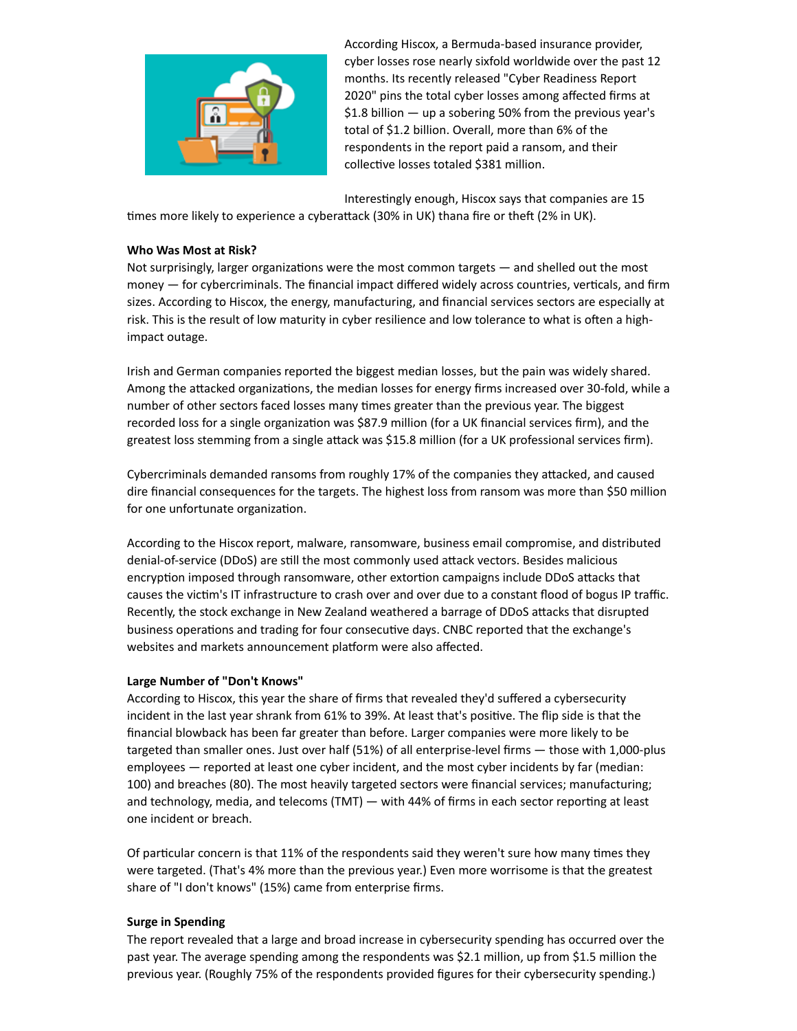According Hiscox, a Bermuda-based insurance provider, cyber losses rose nearly sixfold worldwide over the past 12 months. Its recently released "Cyber Readiness Report 2020" pins the total cyber losses among affected firms at $1.8 billion — up a sobering 50% from the previous year's total of $1.2 billion. Overall, more than 6% of the respondents in the report paid a ransom, and their collective losses totaled $381 million.

Interestingly enough, Hiscox says that companies are 15 times more likely to experience a cyberattack (30% in UK) thana fire or theft (2% in UK).

**Who Was Most at Risk?**

Not surprisingly, larger organizations were the most common targets — and shelled out the most money — for cybercriminals. The financial impact differed widely across countries, verticals, and firm sizes. According to Hiscox, the energy, manufacturing, and financial services sectors are especially at risk. This is the result of low maturity in cyber resilience and low tolerance to what is often a high-impact outage.

Irish and German companies reported the biggest median losses, but the pain was widely shared. Among the attacked organizations, the median losses for energy firms increased over 30-fold, while a number of other sectors faced losses many times greater than the previous year. The biggest recorded loss for a single organization was $87.9 million (for a UK financial services firm), and the greatest loss stemming from a single attack was $15.8 million (for a UK professional services firm).

Cybercriminals demanded ransoms from roughly 17% of the companies they attacked, and caused dire financial consequences for the targets. The highest loss from ransom was more than $50 million for one unfortunate organization.

According to the Hiscox report, malware, ransomware, business email compromise, and distributed denial-of-service (DDoS) are still the most commonly used attack vectors. Besides malicious encryption imposed through ransomware, other extortion campaigns include DDoS attacks that causes the victim's IT infrastructure to crash over and over due to a constant flood of bogus IP traffic. Recently, the stock exchange in New Zealand weathered a barrage of DDoS attacks that disrupted business operations and trading for four consecutive days. CNBC reported that the exchange's websites and markets announcement platform were also affected.

**Large Number of "Don't Knows"**

According to Hiscox, this year the share of firms that revealed they'd suffered a cybersecurity incident in the last year shrank from 61% to 39%. At least that's positive. The flip side is that the financial blowback has been far greater than before. Larger companies were more likely to be targeted than smaller ones. Just over half (51%) of all enterprise-level firms — those with 1,000-plus employees — reported at least one cyber incident, and the most cyber incidents by far (median: 100) and breaches (80). The most heavily targeted sectors were financial services; manufacturing; and technology, media, and telecoms (TMT) — with 44% of firms in each sector reporting at least one incident or breach.

Of particular concern is that 11% of the respondents said they weren't sure how many times they were targeted. (That's 4% more than the previous year.) Even more worrisome is that the greatest share of "I don't knows" (15%) came from enterprise firms.

**Surge in Spending**

The report revealed that a large and broad increase in cybersecurity spending has occurred over the past year. The average spending among the respondents was $2.1 million, up from $1.5 million the previous year. (Roughly 75% of the respondents provided figures for their cybersecurity spending.)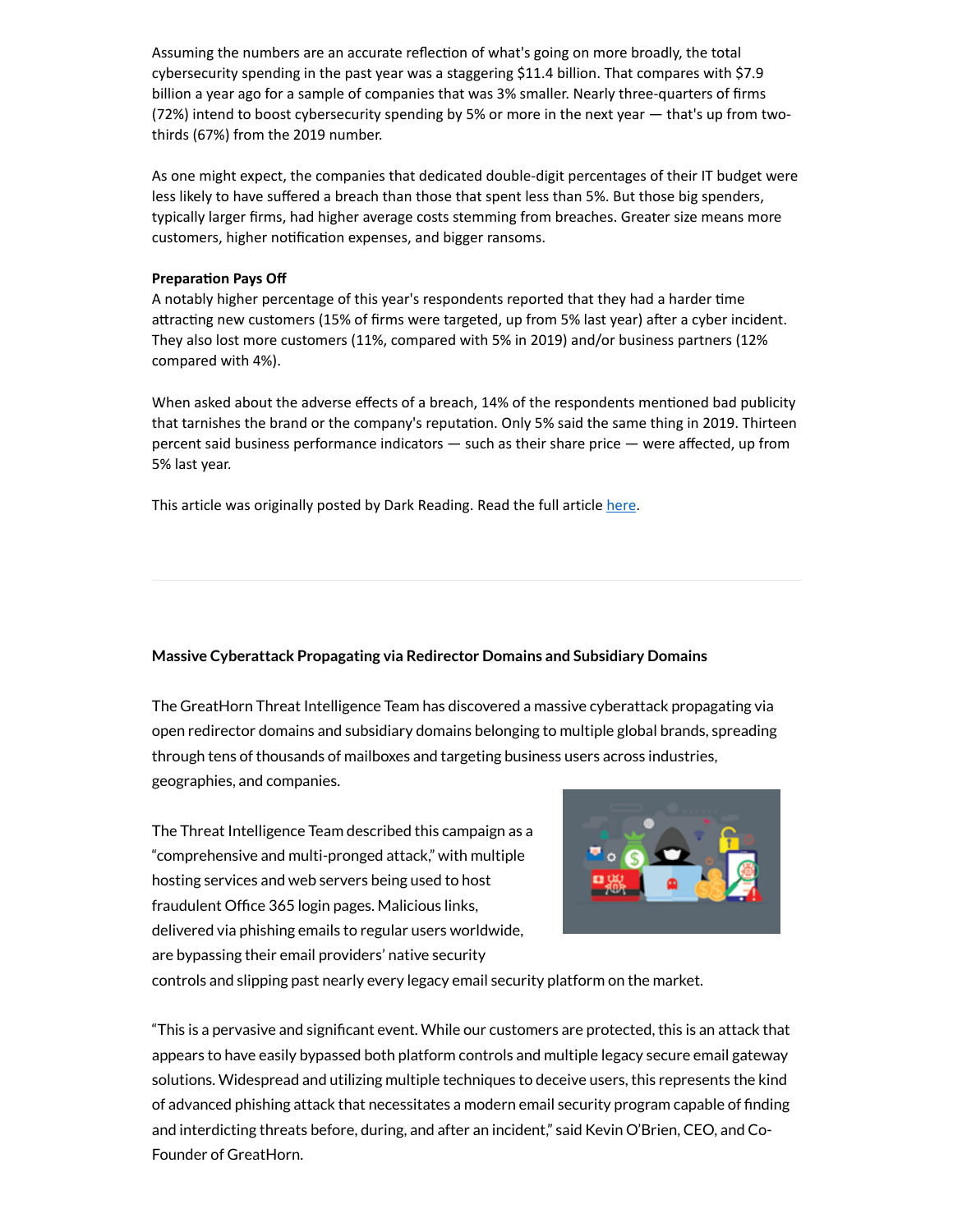Assuming the numbers are an accurate reflection of what's going on more broadly, the total cybersecurity spending in the past year was a staggering $11.4 billion. That compares with $7.9 billion a year ago for a sample of companies that was 3% smaller. Nearly three-quarters of firms (72%) intend to boost cybersecurity spending by 5% or more in the next year — that's up from two-thirds (67%) from the 2019 number.

As one might expect, the companies that dedicated double-digit percentages of their IT budget were less likely to have suffered a breach than those that spent less than 5%. But those big spenders, typically larger firms, had higher average costs stemming from breaches. Greater size means more customers, higher notification expenses, and bigger ransoms.

**Preparation Pays Off**

A notably higher percentage of this year's respondents reported that they had a harder time attracting new customers (15% of firms were targeted, up from 5% last year) after a cyber incident. They also lost more customers (11%, compared with 5% in 2019) and/or business partners (12% compared with 4%).

When asked about the adverse effects of a breach, 14% of the respondents mentioned bad publicity that tarnishes the brand or the company's reputation. Only 5% said the same thing in 2019. Thirteen percent said business performance indicators — such as their share price — were affected, up from 5% last year.

This article was originally posted by Dark Reading. Read the full article here.

---

**Massive Cyberattack Propagating via Redirector Domains and Subsidiary Domains**

The GreatHorn Threat Intelligence Team has discovered a massive cyberattack propagating via open redirector domains and subsidiary domains belonging to multiple global brands, spreading through tens of thousands of mailboxes and targeting business users across industries, geographies, and companies.

The Threat Intelligence Team described this campaign as a "comprehensive and multi-pronged attack," with multiple hosting services and web servers being used to host fraudulent Office 365 login pages. Malicious links, delivered via phishing emails to regular users worldwide, are bypassing their email providers' native security controls and slipping past nearly every legacy email security platform on the market.

"This is a pervasive and significant event. While our customers are protected, this is an attack that appears to have easily bypassed both platform controls and multiple legacy secure email gateway solutions. Widespread and utilizing multiple techniques to deceive users, this represents the kind of advanced phishing attack that necessitates a modern email security program capable of finding and interdicting threats before, during, and after an incident," said Kevin O'Brien, CEO, and Co-Founder of GreatHorn.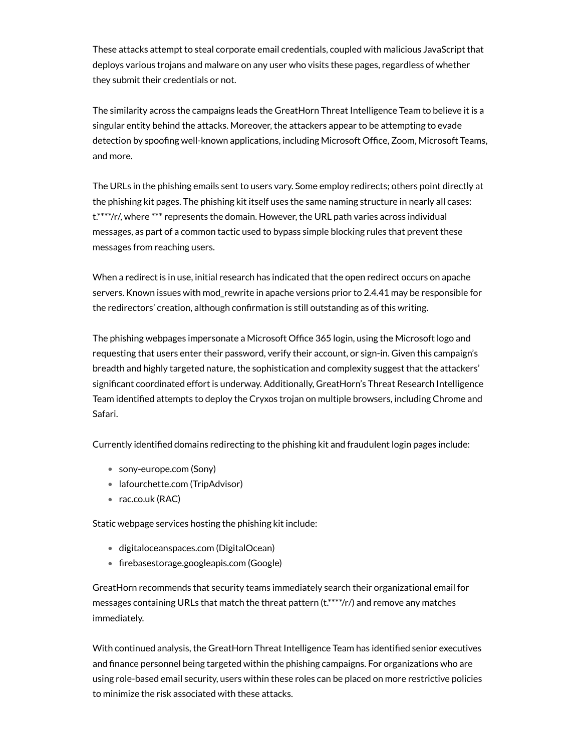These attacks attempt to steal corporate email credentials, coupled with malicious JavaScript that deploys various trojans and malware on any user who visits these pages, regardless of whether they submit their credentials or not.

The similarity across the campaigns leads the GreatHorn Threat Intelligence Team to believe it is a singular entity behind the attacks. Moreover, the attackers appear to be attempting to evade detection by spoofing well-known applications, including Microsoft Office, Zoom, Microsoft Teams, and more.

The URLs in the phishing emails sent to users vary. Some employ redirects; others point directly at the phishing kit pages. The phishing kit itself uses the same naming structure in nearly all cases: t.****/r/, where *** represents the domain. However, the URL path varies across individual messages, as part of a common tactic used to bypass simple blocking rules that prevent these messages from reaching users.

When a redirect is in use, initial research has indicated that the open redirect occurs on apache servers. Known issues with mod_rewrite in apache versions prior to 2.4.41 may be responsible for the redirectors' creation, although confirmation is still outstanding as of this writing.

The phishing webpages impersonate a Microsoft Office 365 login, using the Microsoft logo and requesting that users enter their password, verify their account, or sign-in. Given this campaign's breadth and highly targeted nature, the sophistication and complexity suggest that the attackers' significant coordinated effort is underway. Additionally, GreatHorn's Threat Research Intelligence Team identified attempts to deploy the Cryxos trojan on multiple browsers, including Chrome and Safari.

Currently identified domains redirecting to the phishing kit and fraudulent login pages include:

- sony-europe.com (Sony)
- lafourchette.com (TripAdvisor)
- rac.co.uk (RAC)

Static webpage services hosting the phishing kit include:

- digitaloceanspaces.com (DigitalOcean)
- firebasestorage.googleapis.com (Google)

GreatHorn recommends that security teams immediately search their organizational email for messages containing URLs that match the threat pattern (t.****/r/) and remove any matches immediately.

With continued analysis, the GreatHorn Threat Intelligence Team has identified senior executives and finance personnel being targeted within the phishing campaigns. For organizations who are using role-based email security, users within these roles can be placed on more restrictive policies to minimize the risk associated with these attacks.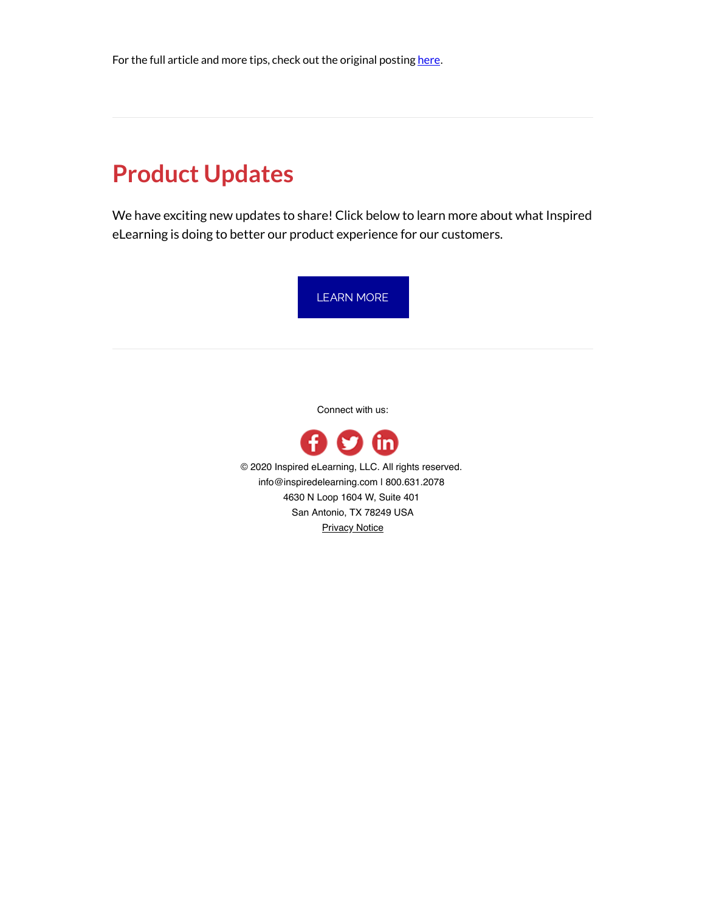For the full article and more tips, check out the original posting here.

---

## Product Updates

We have exciting new updates to share! Click below to learn more about what Inspired eLearning is doing to better our product experience for our customers.

LEARN MORE

---

Connect with us:

© 2020 Inspired eLearning, LLC. All rights reserved.
info@inspiredelearning.com I 800.631.2078
4630 N Loop 1604 W, Suite 401
San Antonio, TX 78249 USA
Privacy Notice